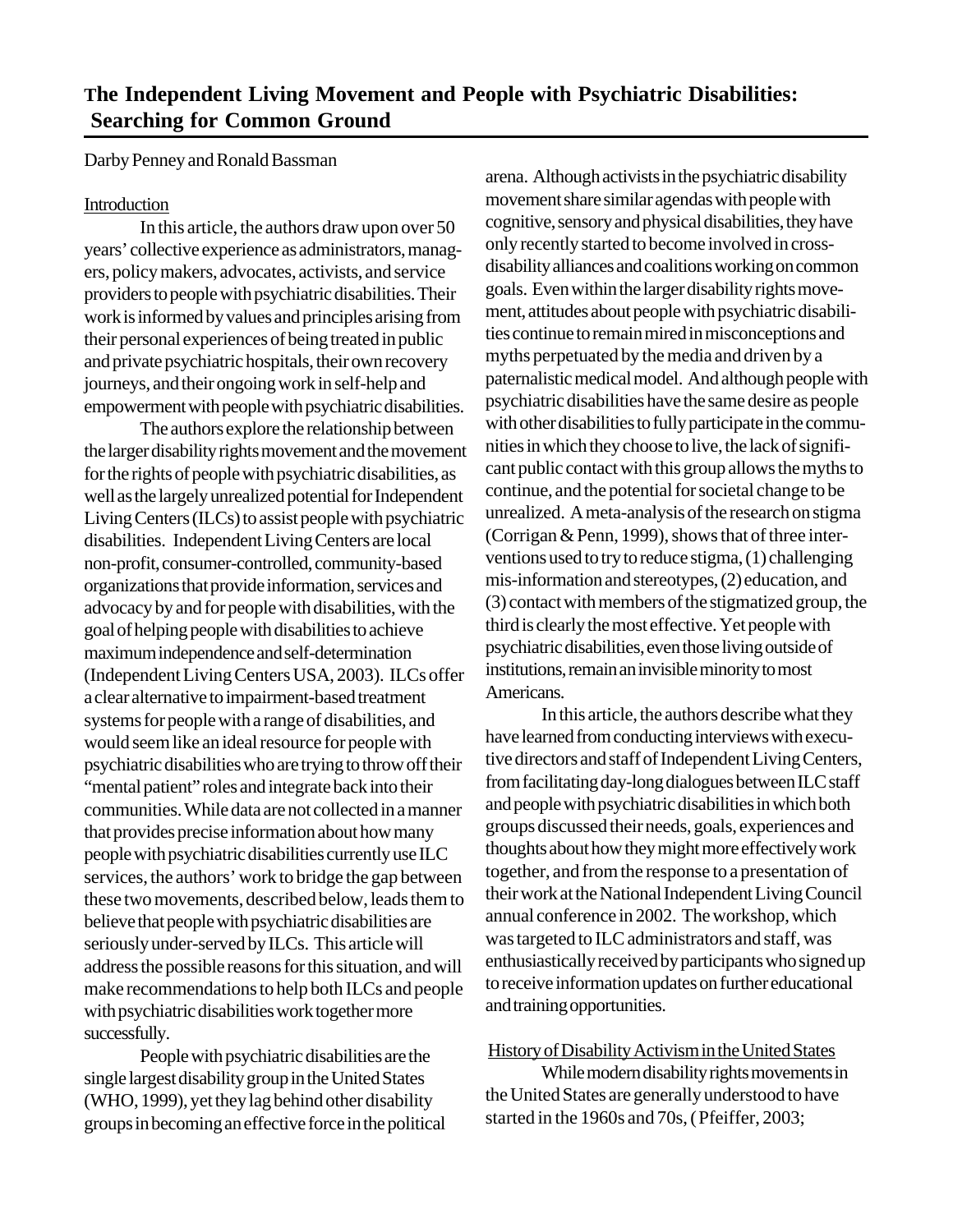# The Independent Living Movement and People with Psychiatric Disabilities: Searching for Common Ground

Darby Penney and Ronald Bassman

## Introduction

In this article, the authors draw upon over 50 years' collective experience as administrators, managers, policy makers, advocates, activists, and service providers to people with psychiatric disabilities. Their work is informed by values and principles arising from their personal experiences of being treated in public and private psychiatric hospitals, their own recovery journeys, and their ongoing work in self-help and empowerment with people with psychiatric disabilities.

The authors explore the relationship between the larger disability rights movement and the movement for the rights of people with psychiatric disabilities, as well as the largely unrealized potential for Independent Living Centers (ILCs) to assist people with psychiatric disabilities. Independent Living Centers are local non-profit, consumer-controlled, community-based organizations that provide information, services and advocacy by and for people with disabilities, with the goal of helping people with disabilities to achieve maximum independence and self-determination (Independent Living Centers USA, 2003). ILCs offer a clear alternative to impairment-based treatment systems for people with a range of disabilities, and would seem like an ideal resource for people with psychiatric disabilities who are trying to throw off their "mental patient" roles and integrate back into their communities. While data are not collected in a manner that provides precise information about how many people with psychiatric disabilities currently use ILC services, the authors' work to bridge the gap between these two movements, described below, leads them to believe that people with psychiatric disabilities are seriously under-served by ILCs. This article will address the possible reasons for this situation, and will make recommendations to help both ILCs and people with psychiatric disabilities work together more successfully.

People with psychiatric disabilities are the single largest disability group in the United States (WHO, 1999), yet they lag behind other disability groups in becoming an effective force in the political arena. Although activists in the psychiatric disability movement share similar agendas with people with cognitive, sensory and physical disabilities, they have only recently started to become involved in cross-disability alliances and coalitions working on common goals. Even within the larger disability rights movement, attitudes about people with psychiatric disabilities continue to remain mired in misconceptions and myths perpetuated by the media and driven by a paternalistic medical model. And although people with psychiatric disabilities have the same desire as people with other disabilities to fully participate in the communities in which they choose to live, the lack of significant public contact with this group allows the myths to continue, and the potential for societal change to be unrealized. A meta-analysis of the research on stigma (Corrigan & Penn, 1999), shows that of three interventions used to try to reduce stigma, (1) challenging mis-information and stereotypes, (2) education, and (3) contact with members of the stigmatized group, the third is clearly the most effective. Yet people with psychiatric disabilities, even those living outside of institutions, remain an invisible minority to most Americans.

In this article, the authors describe what they have learned from conducting interviews with executive directors and staff of Independent Living Centers, from facilitating day-long dialogues between ILC staff and people with psychiatric disabilities in which both groups discussed their needs, goals, experiences and thoughts about how they might more effectively work together, and from the response to a presentation of their work at the National Independent Living Council annual conference in 2002. The workshop, which was targeted to ILC administrators and staff, was enthusiastically received by participants who signed up to receive information updates on further educational and training opportunities.

## History of Disability Activism in the United States

While modern disability rights movements in the United States are generally understood to have started in the 1960s and 70s, ( Pfeiffer, 2003;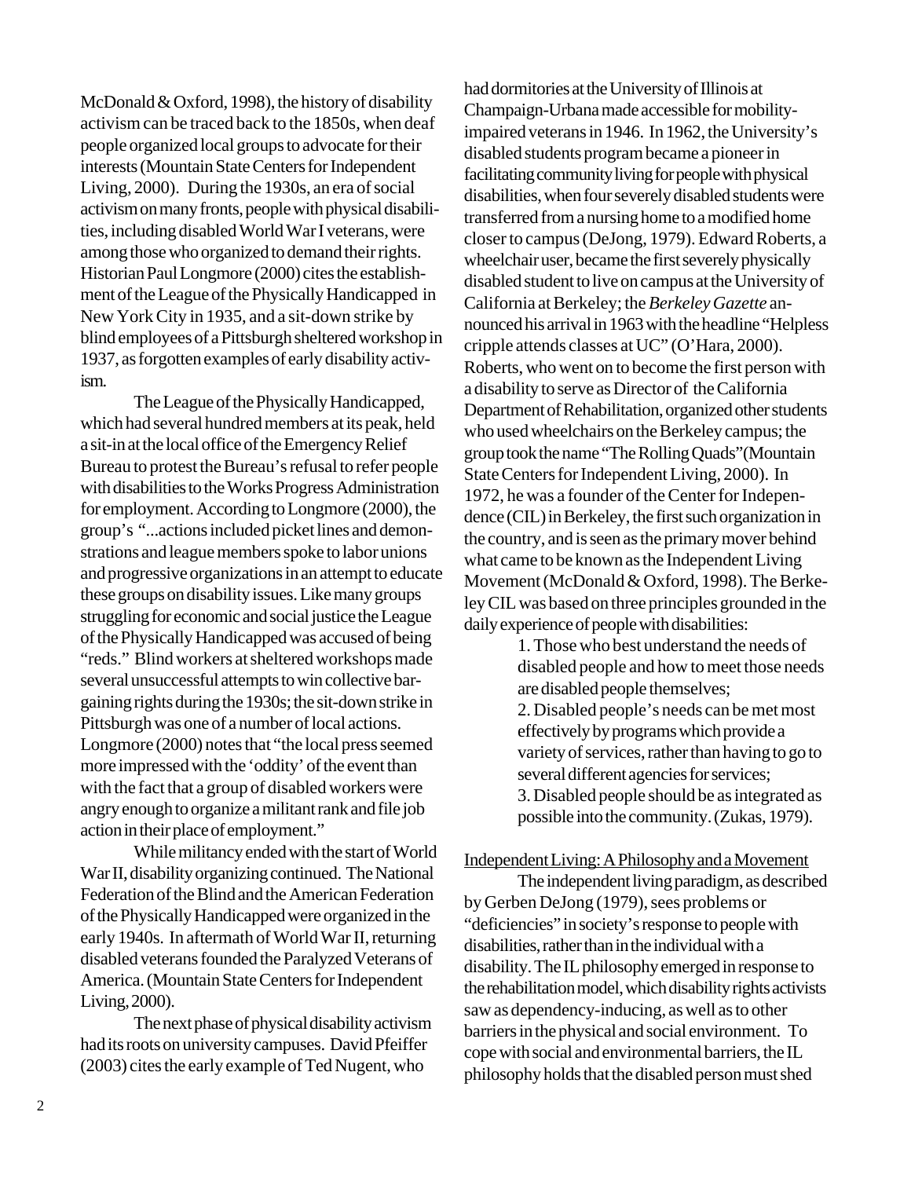McDonald & Oxford, 1998), the history of disability activism can be traced back to the 1850s, when deaf people organized local groups to advocate for their interests (Mountain State Centers for Independent Living, 2000). During the 1930s, an era of social activism on many fronts, people with physical disabilities, including disabled World War I veterans, were among those who organized to demand their rights. Historian Paul Longmore (2000) cites the establishment of the League of the Physically Handicapped in New York City in 1935, and a sit-down strike by blind employees of a Pittsburgh sheltered workshop in 1937, as forgotten examples of early disability activism.

The League of the Physically Handicapped, which had several hundred members at its peak, held a sit-in at the local office of the Emergency Relief Bureau to protest the Bureau's refusal to refer people with disabilities to the Works Progress Administration for employment. According to Longmore (2000), the group's "...actions included picket lines and demonstrations and league members spoke to labor unions and progressive organizations in an attempt to educate these groups on disability issues. Like many groups struggling for economic and social justice the League of the Physically Handicapped was accused of being "reds." Blind workers at sheltered workshops made several unsuccessful attempts to win collective bargaining rights during the 1930s; the sit-down strike in Pittsburgh was one of a number of local actions. Longmore (2000) notes that "the local press seemed more impressed with the 'oddity' of the event than with the fact that a group of disabled workers were angry enough to organize a militant rank and file job action in their place of employment."

While militancy ended with the start of World War II, disability organizing continued. The National Federation of the Blind and the American Federation of the Physically Handicapped were organized in the early 1940s. In aftermath of World War II, returning disabled veterans founded the Paralyzed Veterans of America. (Mountain State Centers for Independent Living, 2000).

The next phase of physical disability activism had its roots on university campuses. David Pfeiffer (2003) cites the early example of Ted Nugent, who had dormitories at the University of Illinois at Champaign-Urbana made accessible for mobility-impaired veterans in 1946. In 1962, the University's disabled students program became a pioneer in facilitating community living for people with physical disabilities, when four severely disabled students were transferred from a nursing home to a modified home closer to campus (DeJong, 1979). Edward Roberts, a wheelchair user, became the first severely physically disabled student to live on campus at the University of California at Berkeley; the *Berkeley Gazette* announced his arrival in 1963 with the headline "Helpless cripple attends classes at UC" (O'Hara, 2000). Roberts, who went on to become the first person with a disability to serve as Director of the California Department of Rehabilitation, organized other students who used wheelchairs on the Berkeley campus; the group took the name "The Rolling Quads"(Mountain State Centers for Independent Living, 2000). In 1972, he was a founder of the Center for Independence (CIL) in Berkeley, the first such organization in the country, and is seen as the primary mover behind what came to be known as the Independent Living Movement (McDonald & Oxford, 1998). The Berkeley CIL was based on three principles grounded in the daily experience of people with disabilities:

> 1. Those who best understand the needs of disabled people and how to meet those needs are disabled people themselves;
> 2. Disabled people's needs can be met most effectively by programs which provide a variety of services, rather than having to go to several different agencies for services;
> 3. Disabled people should be as integrated as possible into the community. (Zukas, 1979).

<u>Independent Living: A Philosophy and a Movement</u>

The independent living paradigm, as described by Gerben DeJong (1979), sees problems or "deficiencies" in society's response to people with disabilities, rather than in the individual with a disability. The IL philosophy emerged in response to the rehabilitation model, which disability rights activists saw as dependency-inducing, as well as to other barriers in the physical and social environment. To cope with social and environmental barriers, the IL philosophy holds that the disabled person must shed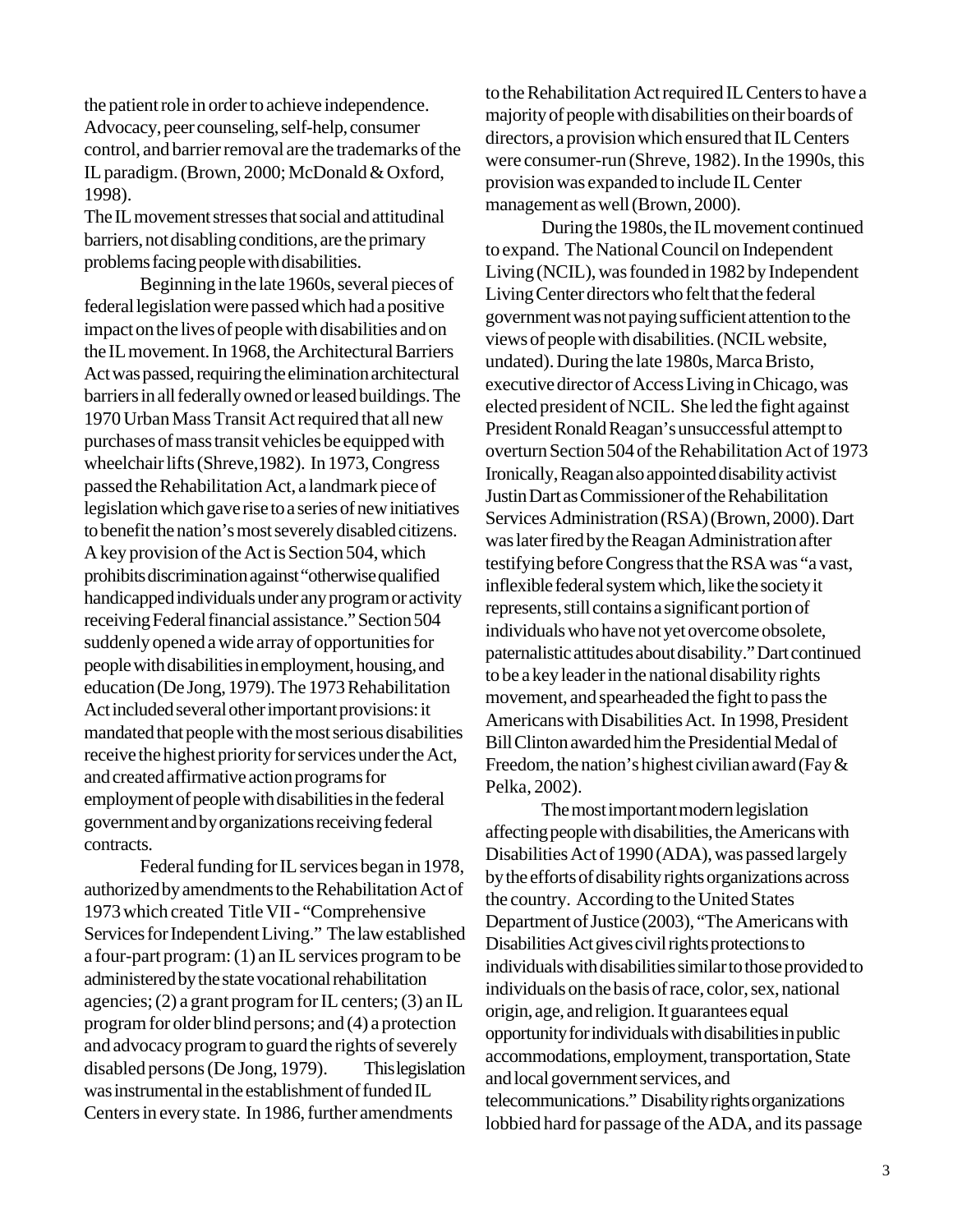the patient role in order to achieve independence. Advocacy, peer counseling, self-help, consumer control, and barrier removal are the trademarks of the IL paradigm. (Brown, 2000; McDonald & Oxford, 1998).

The IL movement stresses that social and attitudinal barriers, not disabling conditions, are the primary problems facing people with disabilities.

Beginning in the late 1960s, several pieces of federal legislation were passed which had a positive impact on the lives of people with disabilities and on the IL movement. In 1968, the Architectural Barriers Act was passed, requiring the elimination architectural barriers in all federally owned or leased buildings. The 1970 Urban Mass Transit Act required that all new purchases of mass transit vehicles be equipped with wheelchair lifts (Shreve,1982). In 1973, Congress passed the Rehabilitation Act, a landmark piece of legislation which gave rise to a series of new initiatives to benefit the nation's most severely disabled citizens. A key provision of the Act is Section 504, which prohibits discrimination against "otherwise qualified handicapped individuals under any program or activity receiving Federal financial assistance." Section 504 suddenly opened a wide array of opportunities for people with disabilities in employment, housing, and education (De Jong, 1979). The 1973 Rehabilitation Act included several other important provisions: it mandated that people with the most serious disabilities receive the highest priority for services under the Act, and created affirmative action programs for employment of people with disabilities in the federal government and by organizations receiving federal contracts.

Federal funding for IL services began in 1978, authorized by amendments to the Rehabilitation Act of 1973 which created Title VII - "Comprehensive Services for Independent Living." The law established a four-part program: (1) an IL services program to be administered by the state vocational rehabilitation agencies; (2) a grant program for IL centers; (3) an IL program for older blind persons; and (4) a protection and advocacy program to guard the rights of severely disabled persons (De Jong, 1979). This legislation was instrumental in the establishment of funded IL Centers in every state. In 1986, further amendments to the Rehabilitation Act required IL Centers to have a majority of people with disabilities on their boards of directors, a provision which ensured that IL Centers were consumer-run (Shreve, 1982). In the 1990s, this provision was expanded to include IL Center management as well (Brown, 2000).

During the 1980s, the IL movement continued to expand. The National Council on Independent Living (NCIL), was founded in 1982 by Independent Living Center directors who felt that the federal government was not paying sufficient attention to the views of people with disabilities. (NCIL website, undated). During the late 1980s, Marca Bristo, executive director of Access Living in Chicago, was elected president of NCIL. She led the fight against President Ronald Reagan's unsuccessful attempt to overturn Section 504 of the Rehabilitation Act of 1973 Ironically, Reagan also appointed disability activist Justin Dart as Commissioner of the Rehabilitation Services Administration (RSA) (Brown, 2000). Dart was later fired by the Reagan Administration after testifying before Congress that the RSA was "a vast, inflexible federal system which, like the society it represents, still contains a significant portion of individuals who have not yet overcome obsolete, paternalistic attitudes about disability." Dart continued to be a key leader in the national disability rights movement, and spearheaded the fight to pass the Americans with Disabilities Act. In 1998, President Bill Clinton awarded him the Presidential Medal of Freedom, the nation's highest civilian award (Fay & Pelka, 2002).

The most important modern legislation affecting people with disabilities, the Americans with Disabilities Act of 1990 (ADA), was passed largely by the efforts of disability rights organizations across the country. According to the United States Department of Justice (2003), "The Americans with Disabilities Act gives civil rights protections to individuals with disabilities similar to those provided to individuals on the basis of race, color, sex, national origin, age, and religion. It guarantees equal opportunity for individuals with disabilities in public accommodations, employment, transportation, State and local government services, and telecommunications." Disability rights organizations lobbied hard for passage of the ADA, and its passage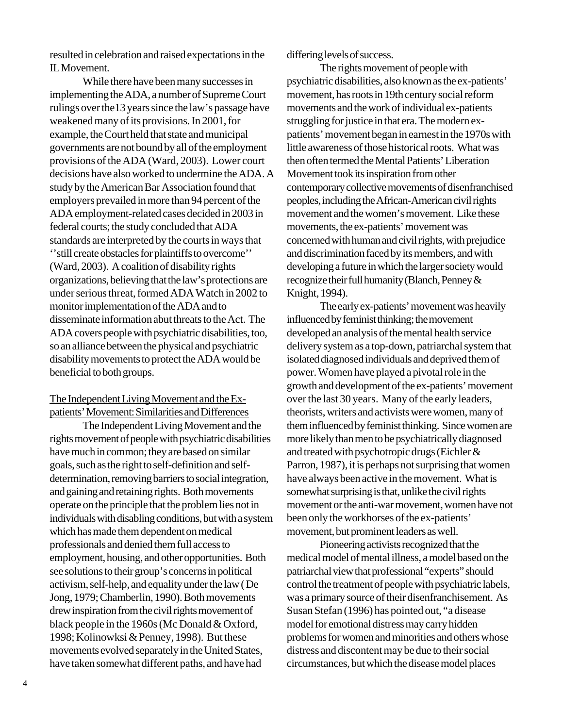resulted in celebration and raised expectations in the IL Movement.

While there have been many successes in implementing the ADA, a number of Supreme Court rulings over the13 years since the law's passage have weakened many of its provisions. In 2001, for example, the Court held that state and municipal governments are not bound by all of the employment provisions of the ADA (Ward, 2003). Lower court decisions have also worked to undermine the ADA. A study by the American Bar Association found that employers prevailed in more than 94 percent of the ADA employment-related cases decided in 2003 in federal courts; the study concluded that ADA standards are interpreted by the courts in ways that ''still create obstacles for plaintiffs to overcome'' (Ward, 2003). A coalition of disability rights organizations, believing that the law's protections are under serious threat, formed ADA Watch in 2002 to monitor implementation of the ADA and to disseminate information abut threats to the Act. The ADA covers people with psychiatric disabilities, too, so an alliance between the physical and psychiatric disability movements to protect the ADA would be beneficial to both groups.

## The Independent Living Movement and the Ex-patients' Movement: Similarities and Differences

The Independent Living Movement and the rights movement of people with psychiatric disabilities have much in common; they are based on similar goals, such as the right to self-definition and self-determination, removing barriers to social integration, and gaining and retaining rights. Both movements operate on the principle that the problem lies not in individuals with disabling conditions, but with a system which has made them dependent on medical professionals and denied them full access to employment, housing, and other opportunities. Both see solutions to their group's concerns in political activism, self-help, and equality under the law ( De Jong, 1979; Chamberlin, 1990). Both movements drew inspiration from the civil rights movement of black people in the 1960s (Mc Donald & Oxford, 1998; Kolinowksi & Penney, 1998). But these movements evolved separately in the United States, have taken somewhat different paths, and have had differing levels of success.

The rights movement of people with psychiatric disabilities, also known as the ex-patients' movement, has roots in 19th century social reform movements and the work of individual ex-patients struggling for justice in that era. The modern ex-patients' movement began in earnest in the 1970s with little awareness of those historical roots. What was then often termed the Mental Patients' Liberation Movement took its inspiration from other contemporary collective movements of disenfranchised peoples, including the African-American civil rights movement and the women's movement. Like these movements, the ex-patients' movement was concerned with human and civil rights, with prejudice and discrimination faced by its members, and with developing a future in which the larger society would recognize their full humanity (Blanch, Penney & Knight, 1994).

The early ex-patients' movement was heavily influenced by feminist thinking; the movement developed an analysis of the mental health service delivery system as a top-down, patriarchal system that isolated diagnosed individuals and deprived them of power. Women have played a pivotal role in the growth and development of the ex-patients' movement over the last 30 years. Many of the early leaders, theorists, writers and activists were women, many of them influenced by feminist thinking. Since women are more likely than men to be psychiatrically diagnosed and treated with psychotropic drugs (Eichler & Parron, 1987), it is perhaps not surprising that women have always been active in the movement. What is somewhat surprising is that, unlike the civil rights movement or the anti-war movement, women have not been only the workhorses of the ex-patients' movement, but prominent leaders as well.

Pioneering activists recognized that the medical model of mental illness, a model based on the patriarchal view that professional "experts" should control the treatment of people with psychiatric labels, was a primary source of their disenfranchisement. As Susan Stefan (1996) has pointed out, "a disease model for emotional distress may carry hidden problems for women and minorities and others whose distress and discontent may be due to their social circumstances, but which the disease model places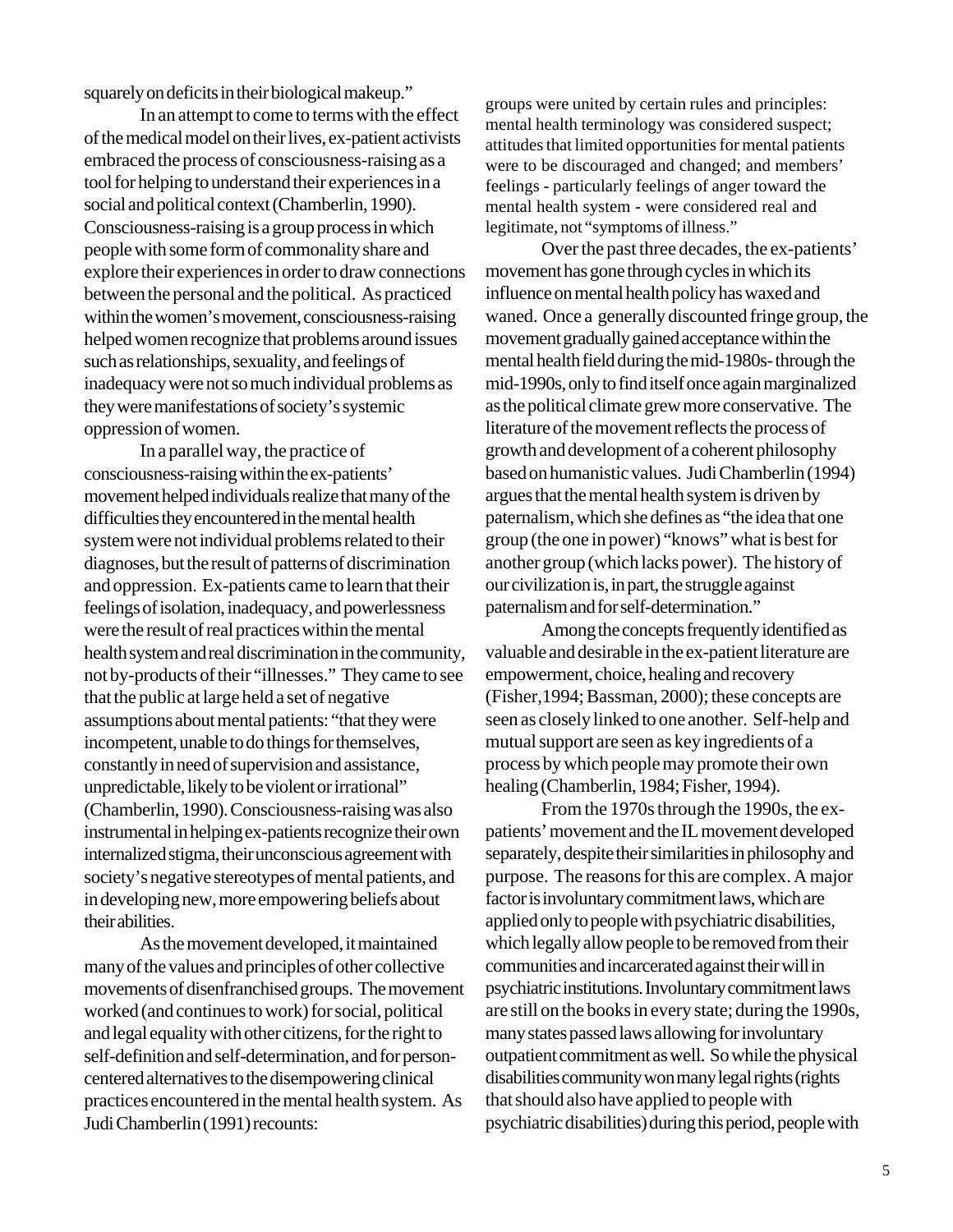squarely on deficits in their biological makeup."

In an attempt to come to terms with the effect of the medical model on their lives, ex-patient activists embraced the process of consciousness-raising as a tool for helping to understand their experiences in a social and political context (Chamberlin, 1990). Consciousness-raising is a group process in which people with some form of commonality share and explore their experiences in order to draw connections between the personal and the political. As practiced within the women's movement, consciousness-raising helped women recognize that problems around issues such as relationships, sexuality, and feelings of inadequacy were not so much individual problems as they were manifestations of society's systemic oppression of women.

In a parallel way, the practice of consciousness-raising within the ex-patients' movement helped individuals realize that many of the difficulties they encountered in the mental health system were not individual problems related to their diagnoses, but the result of patterns of discrimination and oppression. Ex-patients came to learn that their feelings of isolation, inadequacy, and powerlessness were the result of real practices within the mental health system and real discrimination in the community, not by-products of their "illnesses." They came to see that the public at large held a set of negative assumptions about mental patients: "that they were incompetent, unable to do things for themselves, constantly in need of supervision and assistance, unpredictable, likely to be violent or irrational" (Chamberlin, 1990). Consciousness-raising was also instrumental in helping ex-patients recognize their own internalized stigma, their unconscious agreement with society's negative stereotypes of mental patients, and in developing new, more empowering beliefs about their abilities.

As the movement developed, it maintained many of the values and principles of other collective movements of disenfranchised groups. The movement worked (and continues to work) for social, political and legal equality with other citizens, for the right to self-definition and self-determination, and for person-centered alternatives to the disempowering clinical practices encountered in the mental health system. As Judi Chamberlin (1991) recounts:

> groups were united by certain rules and principles: mental health terminology was considered suspect; attitudes that limited opportunities for mental patients were to be discouraged and changed; and members' feelings - particularly feelings of anger toward the mental health system - were considered real and legitimate, not "symptoms of illness."

Over the past three decades, the ex-patients' movement has gone through cycles in which its influence on mental health policy has waxed and waned. Once a generally discounted fringe group, the movement gradually gained acceptance within the mental health field during the mid-1980s- through the mid-1990s, only to find itself once again marginalized as the political climate grew more conservative. The literature of the movement reflects the process of growth and development of a coherent philosophy based on humanistic values. Judi Chamberlin (1994) argues that the mental health system is driven by paternalism, which she defines as "the idea that one group (the one in power) "knows" what is best for another group (which lacks power). The history of our civilization is, in part, the struggle against paternalism and for self-determination."

Among the concepts frequently identified as valuable and desirable in the ex-patient literature are empowerment, choice, healing and recovery (Fisher,1994; Bassman, 2000); these concepts are seen as closely linked to one another. Self-help and mutual support are seen as key ingredients of a process by which people may promote their own healing (Chamberlin, 1984; Fisher, 1994).

From the 1970s through the 1990s, the ex-patients' movement and the IL movement developed separately, despite their similarities in philosophy and purpose. The reasons for this are complex. A major factor is involuntary commitment laws, which are applied only to people with psychiatric disabilities, which legally allow people to be removed from their communities and incarcerated against their will in psychiatric institutions. Involuntary commitment laws are still on the books in every state; during the 1990s, many states passed laws allowing for involuntary outpatient commitment as well. So while the physical disabilities community won many legal rights (rights that should also have applied to people with psychiatric disabilities) during this period, people with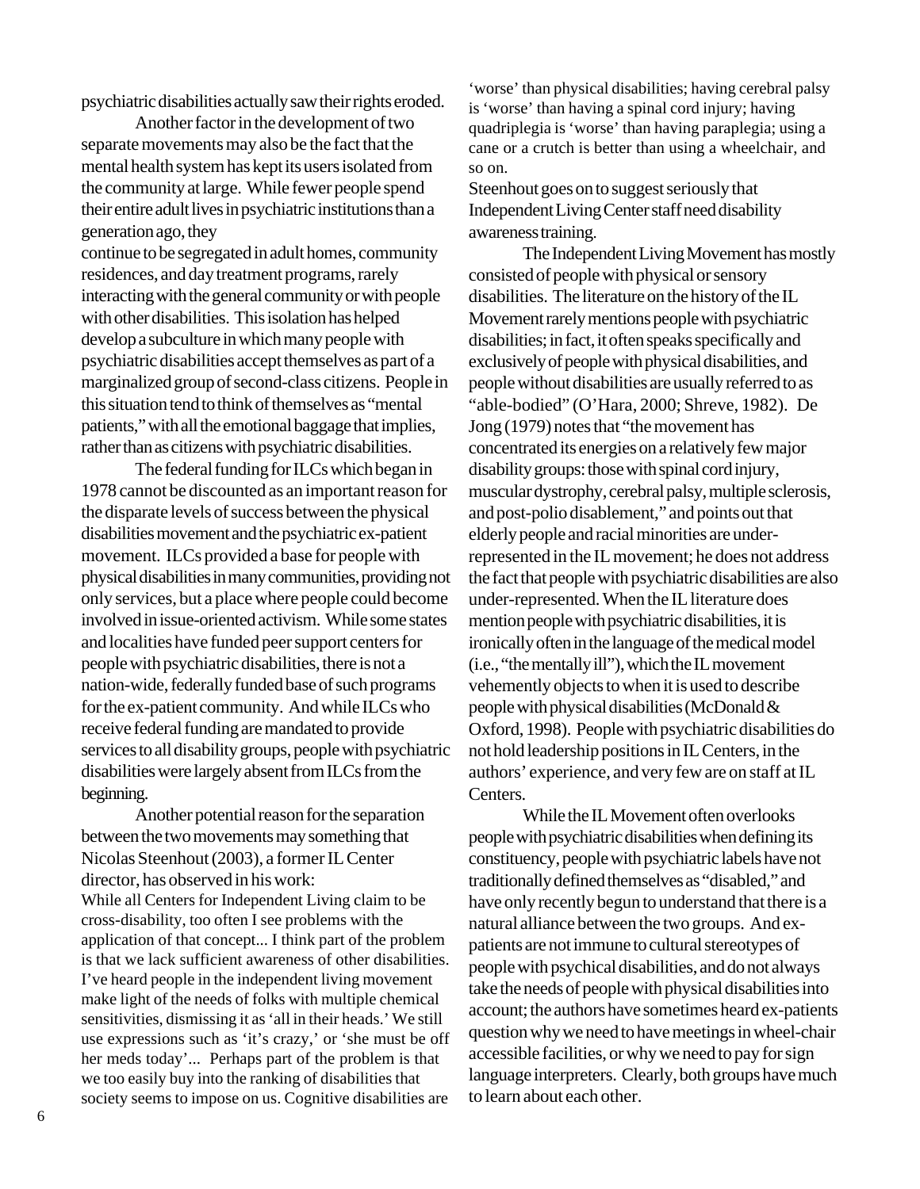psychiatric disabilities actually saw their rights eroded.

Another factor in the development of two separate movements may also be the fact that the mental health system has kept its users isolated from the community at large. While fewer people spend their entire adult lives in psychiatric institutions than a generation ago, they continue to be segregated in adult homes, community residences, and day treatment programs, rarely interacting with the general community or with people with other disabilities. This isolation has helped develop a subculture in which many people with psychiatric disabilities accept themselves as part of a marginalized group of second-class citizens. People in this situation tend to think of themselves as "mental patients," with all the emotional baggage that implies, rather than as citizens with psychiatric disabilities.

The federal funding for ILCs which began in 1978 cannot be discounted as an important reason for the disparate levels of success between the physical disabilities movement and the psychiatric ex-patient movement. ILCs provided a base for people with physical disabilities in many communities, providing not only services, but a place where people could become involved in issue-oriented activism. While some states and localities have funded peer support centers for people with psychiatric disabilities, there is not a nation-wide, federally funded base of such programs for the ex-patient community. And while ILCs who receive federal funding are mandated to provide services to all disability groups, people with psychiatric disabilities were largely absent from ILCs from the beginning.

Another potential reason for the separation between the two movements may something that Nicolas Steenhout (2003), a former IL Center director, has observed in his work:

> While all Centers for Independent Living claim to be cross-disability, too often I see problems with the application of that concept... I think part of the problem is that we lack sufficient awareness of other disabilities. I've heard people in the independent living movement make light of the needs of folks with multiple chemical sensitivities, dismissing it as 'all in their heads.' We still use expressions such as 'it's crazy,' or 'she must be off her meds today'... Perhaps part of the problem is that we too easily buy into the ranking of disabilities that society seems to impose on us. Cognitive disabilities are 'worse' than physical disabilities; having cerebral palsy is 'worse' than having a spinal cord injury; having quadriplegia is 'worse' than having paraplegia; using a cane or a crutch is better than using a wheelchair, and so on.

Steenhout goes on to suggest seriously that Independent Living Center staff need disability awareness training.

The Independent Living Movement has mostly consisted of people with physical or sensory disabilities. The literature on the history of the IL Movement rarely mentions people with psychiatric disabilities; in fact, it often speaks specifically and exclusively of people with physical disabilities, and people without disabilities are usually referred to as "able-bodied" (O'Hara, 2000; Shreve, 1982). De Jong (1979) notes that "the movement has concentrated its energies on a relatively few major disability groups: those with spinal cord injury, muscular dystrophy, cerebral palsy, multiple sclerosis, and post-polio disablement," and points out that elderly people and racial minorities are under-represented in the IL movement; he does not address the fact that people with psychiatric disabilities are also under-represented. When the IL literature does mention people with psychiatric disabilities, it is ironically often in the language of the medical model (i.e., "the mentally ill"), which the IL movement vehemently objects to when it is used to describe people with physical disabilities (McDonald & Oxford, 1998). People with psychiatric disabilities do not hold leadership positions in IL Centers, in the authors' experience, and very few are on staff at IL Centers.

While the IL Movement often overlooks people with psychiatric disabilities when defining its constituency, people with psychiatric labels have not traditionally defined themselves as "disabled," and have only recently begun to understand that there is a natural alliance between the two groups. And ex-patients are not immune to cultural stereotypes of people with psychical disabilities, and do not always take the needs of people with physical disabilities into account; the authors have sometimes heard ex-patients question why we need to have meetings in wheel-chair accessible facilities, or why we need to pay for sign language interpreters. Clearly, both groups have much to learn about each other.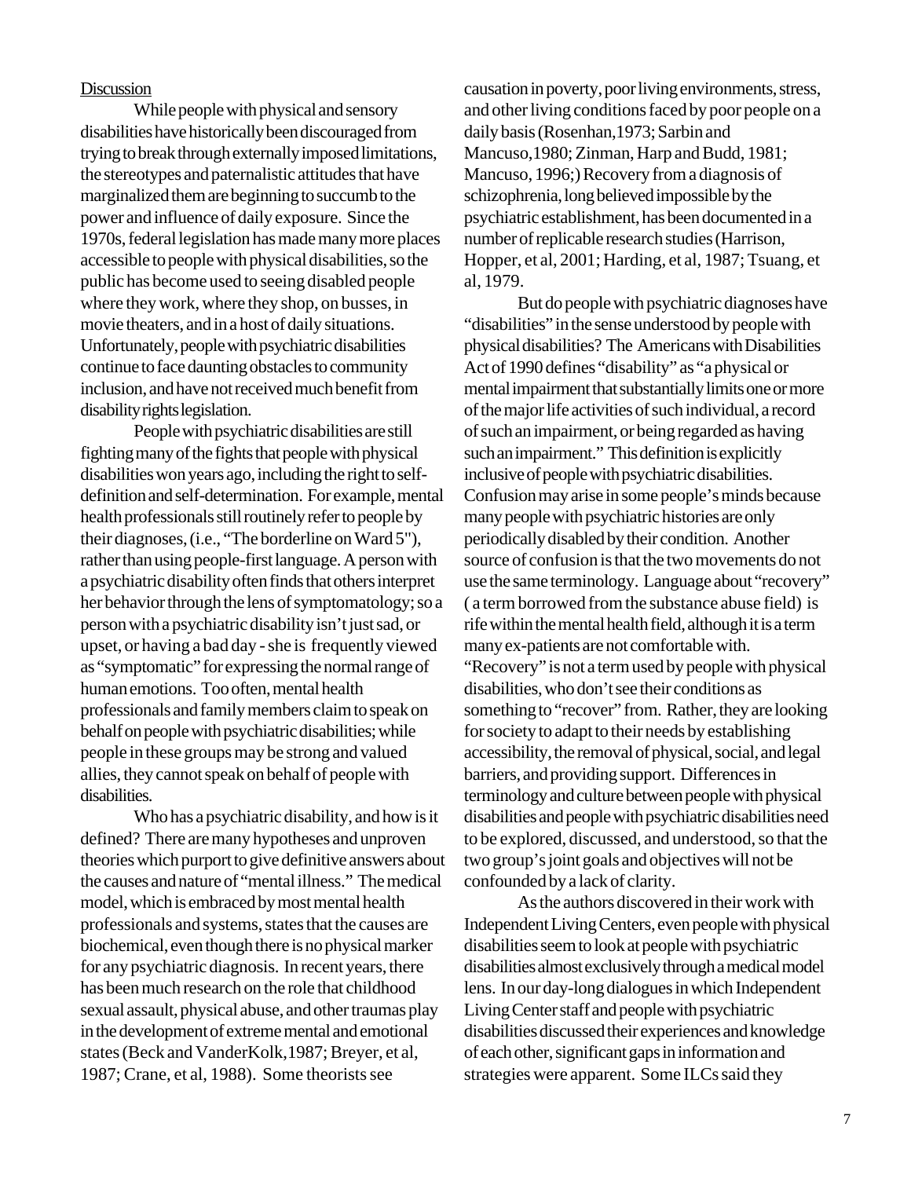Discussion

While people with physical and sensory disabilities have historically been discouraged from trying to break through externally imposed limitations, the stereotypes and paternalistic attitudes that have marginalized them are beginning to succumb to the power and influence of daily exposure. Since the 1970s, federal legislation has made many more places accessible to people with physical disabilities, so the public has become used to seeing disabled people where they work, where they shop, on busses, in movie theaters, and in a host of daily situations. Unfortunately, people with psychiatric disabilities continue to face daunting obstacles to community inclusion, and have not received much benefit from disability rights legislation.

People with psychiatric disabilities are still fighting many of the fights that people with physical disabilities won years ago, including the right to self-definition and self-determination. For example, mental health professionals still routinely refer to people by their diagnoses, (i.e., "The borderline on Ward 5"), rather than using people-first language. A person with a psychiatric disability often finds that others interpret her behavior through the lens of symptomatology; so a person with a psychiatric disability isn't just sad, or upset, or having a bad day - she is frequently viewed as "symptomatic" for expressing the normal range of human emotions. Too often, mental health professionals and family members claim to speak on behalf on people with psychiatric disabilities; while people in these groups may be strong and valued allies, they cannot speak on behalf of people with disabilities.

Who has a psychiatric disability, and how is it defined? There are many hypotheses and unproven theories which purport to give definitive answers about the causes and nature of "mental illness." The medical model, which is embraced by most mental health professionals and systems, states that the causes are biochemical, even though there is no physical marker for any psychiatric diagnosis. In recent years, there has been much research on the role that childhood sexual assault, physical abuse, and other traumas play in the development of extreme mental and emotional states (Beck and VanderKolk,1987; Breyer, et al, 1987; Crane, et al, 1988). Some theorists see causation in poverty, poor living environments, stress, and other living conditions faced by poor people on a daily basis (Rosenhan,1973; Sarbin and Mancuso,1980; Zinman, Harp and Budd, 1981; Mancuso, 1996;) Recovery from a diagnosis of schizophrenia, long believed impossible by the psychiatric establishment, has been documented in a number of replicable research studies (Harrison, Hopper, et al, 2001; Harding, et al, 1987; Tsuang, et al, 1979.

But do people with psychiatric diagnoses have "disabilities" in the sense understood by people with physical disabilities? The Americans with Disabilities Act of 1990 defines "disability" as "a physical or mental impairment that substantially limits one or more of the major life activities of such individual, a record of such an impairment, or being regarded as having such an impairment." This definition is explicitly inclusive of people with psychiatric disabilities. Confusion may arise in some people's minds because many people with psychiatric histories are only periodically disabled by their condition. Another source of confusion is that the two movements do not use the same terminology. Language about "recovery" ( a term borrowed from the substance abuse field) is rife within the mental health field, although it is a term many ex-patients are not comfortable with. "Recovery" is not a term used by people with physical disabilities, who don't see their conditions as something to "recover" from. Rather, they are looking for society to adapt to their needs by establishing accessibility, the removal of physical, social, and legal barriers, and providing support. Differences in terminology and culture between people with physical disabilities and people with psychiatric disabilities need to be explored, discussed, and understood, so that the two group's joint goals and objectives will not be confounded by a lack of clarity.

As the authors discovered in their work with Independent Living Centers, even people with physical disabilities seem to look at people with psychiatric disabilities almost exclusively through a medical model lens. In our day-long dialogues in which Independent Living Center staff and people with psychiatric disabilities discussed their experiences and knowledge of each other, significant gaps in information and strategies were apparent. Some ILCs said they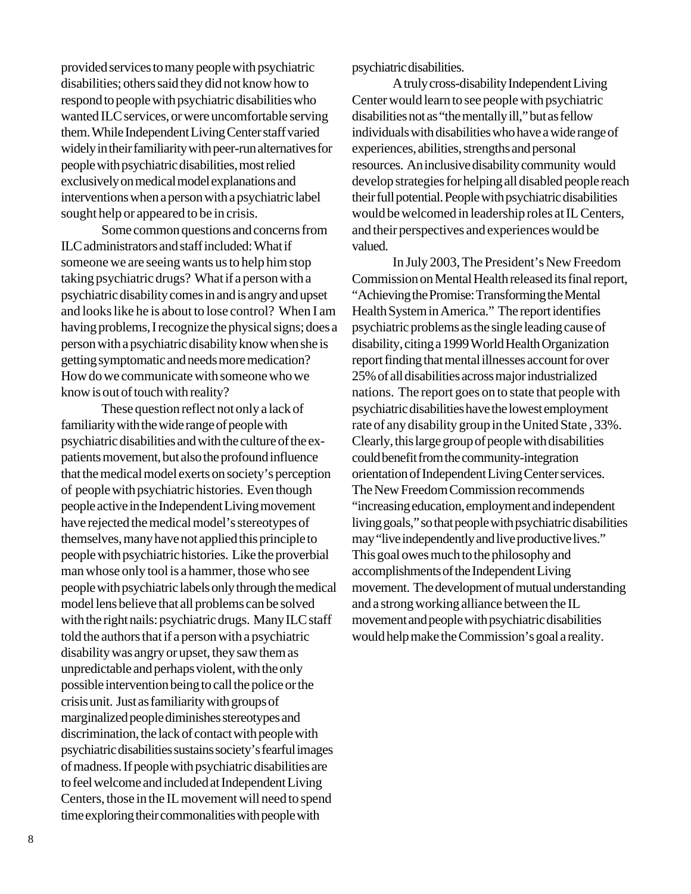provided services to many people with psychiatric disabilities; others said they did not know how to respond to people with psychiatric disabilities who wanted ILC services, or were uncomfortable serving them. While Independent Living Center staff varied widely in their familiarity with peer-run alternatives for people with psychiatric disabilities, most relied exclusively on medical model explanations and interventions when a person with a psychiatric label sought help or appeared to be in crisis.

Some common questions and concerns from ILC administrators and staff included: What if someone we are seeing wants us to help him stop taking psychiatric drugs? What if a person with a psychiatric disability comes in and is angry and upset and looks like he is about to lose control? When I am having problems, I recognize the physical signs; does a person with a psychiatric disability know when she is getting symptomatic and needs more medication? How do we communicate with someone who we know is out of touch with reality?

These question reflect not only a lack of familiarity with the wide range of people with psychiatric disabilities and with the culture of the ex-patients movement, but also the profound influence that the medical model exerts on society's perception of people with psychiatric histories. Even though people active in the Independent Living movement have rejected the medical model's stereotypes of themselves, many have not applied this principle to people with psychiatric histories. Like the proverbial man whose only tool is a hammer, those who see people with psychiatric labels only through the medical model lens believe that all problems can be solved with the right nails: psychiatric drugs. Many ILC staff told the authors that if a person with a psychiatric disability was angry or upset, they saw them as unpredictable and perhaps violent, with the only possible intervention being to call the police or the crisis unit. Just as familiarity with groups of marginalized people diminishes stereotypes and discrimination, the lack of contact with people with psychiatric disabilities sustains society's fearful images of madness. If people with psychiatric disabilities are to feel welcome and included at Independent Living Centers, those in the IL movement will need to spend time exploring their commonalities with people with psychiatric disabilities.

A truly cross-disability Independent Living Center would learn to see people with psychiatric disabilities not as "the mentally ill," but as fellow individuals with disabilities who have a wide range of experiences, abilities, strengths and personal resources. An inclusive disability community would develop strategies for helping all disabled people reach their full potential. People with psychiatric disabilities would be welcomed in leadership roles at IL Centers, and their perspectives and experiences would be valued.

In July 2003, The President's New Freedom Commission on Mental Health released its final report, "Achieving the Promise: Transforming the Mental Health System in America." The report identifies psychiatric problems as the single leading cause of disability, citing a 1999 World Health Organization report finding that mental illnesses account for over 25% of all disabilities across major industrialized nations. The report goes on to state that people with psychiatric disabilities have the lowest employment rate of any disability group in the United State , 33%. Clearly, this large group of people with disabilities could benefit from the community-integration orientation of Independent Living Center services. The New Freedom Commission recommends "increasing education, employment and independent living goals," so that people with psychiatric disabilities may "live independently and live productive lives." This goal owes much to the philosophy and accomplishments of the Independent Living movement. The development of mutual understanding and a strong working alliance between the IL movement and people with psychiatric disabilities would help make the Commission's goal a reality.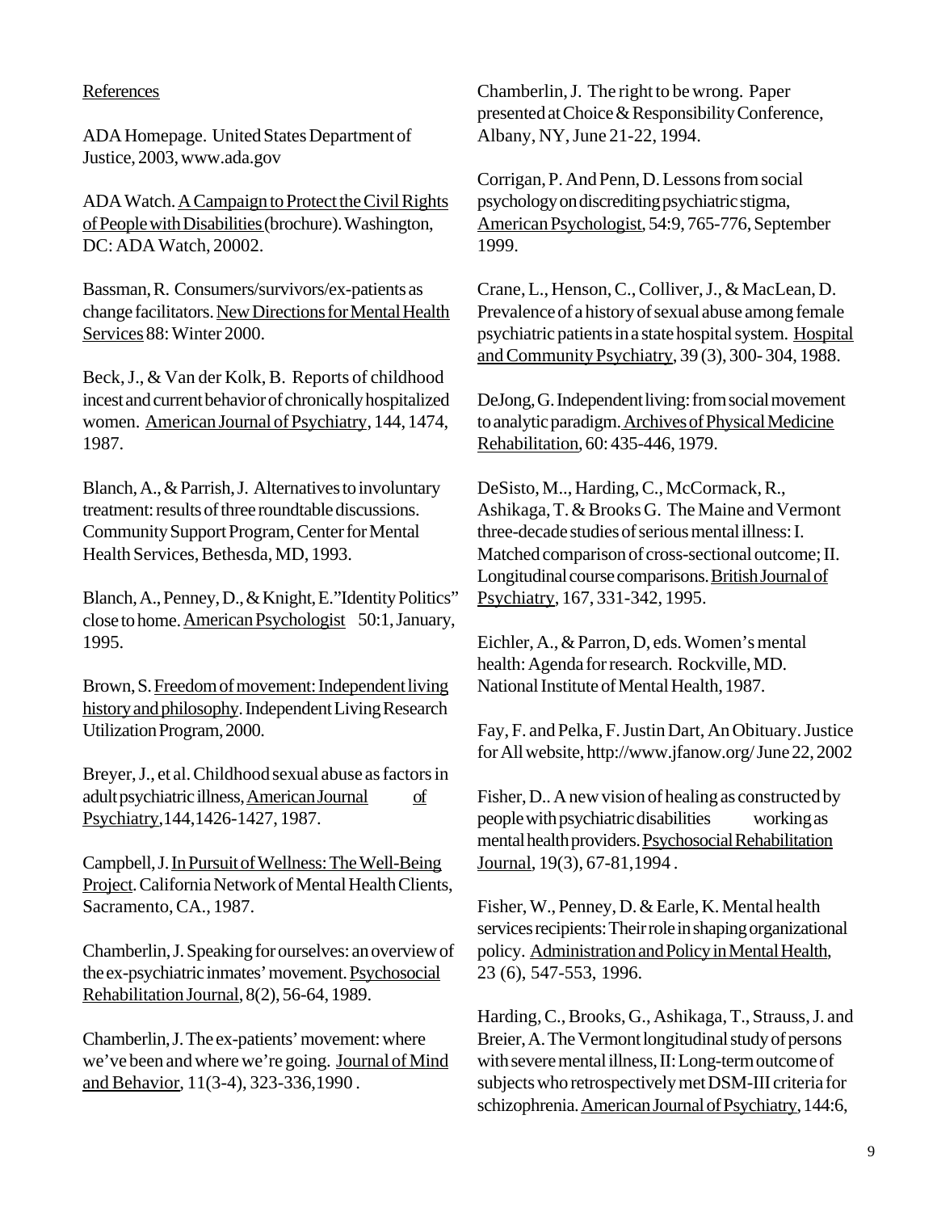References

ADA Homepage. United States Department of Justice, 2003, www.ada.gov

ADA Watch. A Campaign to Protect the Civil Rights of People with Disabilities (brochure). Washington, DC: ADA Watch, 20002.

Bassman, R. Consumers/survivors/ex-patients as change facilitators. New Directions for Mental Health Services 88: Winter 2000.

Beck, J., & Van der Kolk, B. Reports of childhood incest and current behavior of chronically hospitalized women. American Journal of Psychiatry, 144, 1474, 1987.

Blanch, A., & Parrish, J. Alternatives to involuntary treatment: results of three roundtable discussions. Community Support Program, Center for Mental Health Services, Bethesda, MD, 1993.

Blanch, A., Penney, D., & Knight, E."Identity Politics" close to home. American Psychologist 50:1, January, 1995.

Brown, S. Freedom of movement: Independent living history and philosophy. Independent Living Research Utilization Program, 2000.

Breyer, J., et al. Childhood sexual abuse as factors in adult psychiatric illness, American Journal of Psychiatry, 144, 1426-1427, 1987.

Campbell, J. In Pursuit of Wellness: The Well-Being Project. California Network of Mental Health Clients, Sacramento, CA., 1987.

Chamberlin, J. Speaking for ourselves: an overview of the ex-psychiatric inmates' movement. Psychosocial Rehabilitation Journal, 8(2), 56-64, 1989.

Chamberlin, J. The ex-patients' movement: where we've been and where we're going. Journal of Mind and Behavior, 11(3-4), 323-336, 1990 .

Chamberlin, J. The right to be wrong. Paper presented at Choice & Responsibility Conference, Albany, NY, June 21-22, 1994.

Corrigan, P. And Penn, D. Lessons from social psychology on discrediting psychiatric stigma, American Psychologist, 54:9, 765-776, September 1999.

Crane, L., Henson, C., Colliver, J., & MacLean, D. Prevalence of a history of sexual abuse among female psychiatric patients in a state hospital system. Hospital and Community Psychiatry, 39 (3), 300- 304, 1988.

DeJong, G. Independent living: from social movement to analytic paradigm. Archives of Physical Medicine Rehabilitation, 60: 435-446, 1979.

DeSisto, M.., Harding, C., McCormack, R., Ashikaga, T. & Brooks G. The Maine and Vermont three-decade studies of serious mental illness: I. Matched comparison of cross-sectional outcome; II. Longitudinal course comparisons. British Journal of Psychiatry, 167, 331-342, 1995.

Eichler, A., & Parron, D, eds. Women's mental health: Agenda for research. Rockville, MD. National Institute of Mental Health, 1987.

Fay, F. and Pelka, F. Justin Dart, An Obituary. Justice for All website, http://www.jfanow.org/ June 22, 2002

Fisher, D.. A new vision of healing as constructed by people with psychiatric disabilities working as mental health providers. Psychosocial Rehabilitation Journal, 19(3), 67-81, 1994 .

Fisher, W., Penney, D. & Earle, K. Mental health services recipients: Their role in shaping organizational policy. Administration and Policy in Mental Health, 23 (6), 547-553, 1996.

Harding, C., Brooks, G., Ashikaga, T., Strauss, J. and Breier, A. The Vermont longitudinal study of persons with severe mental illness, II: Long-term outcome of subjects who retrospectively met DSM-III criteria for schizophrenia. American Journal of Psychiatry, 144:6,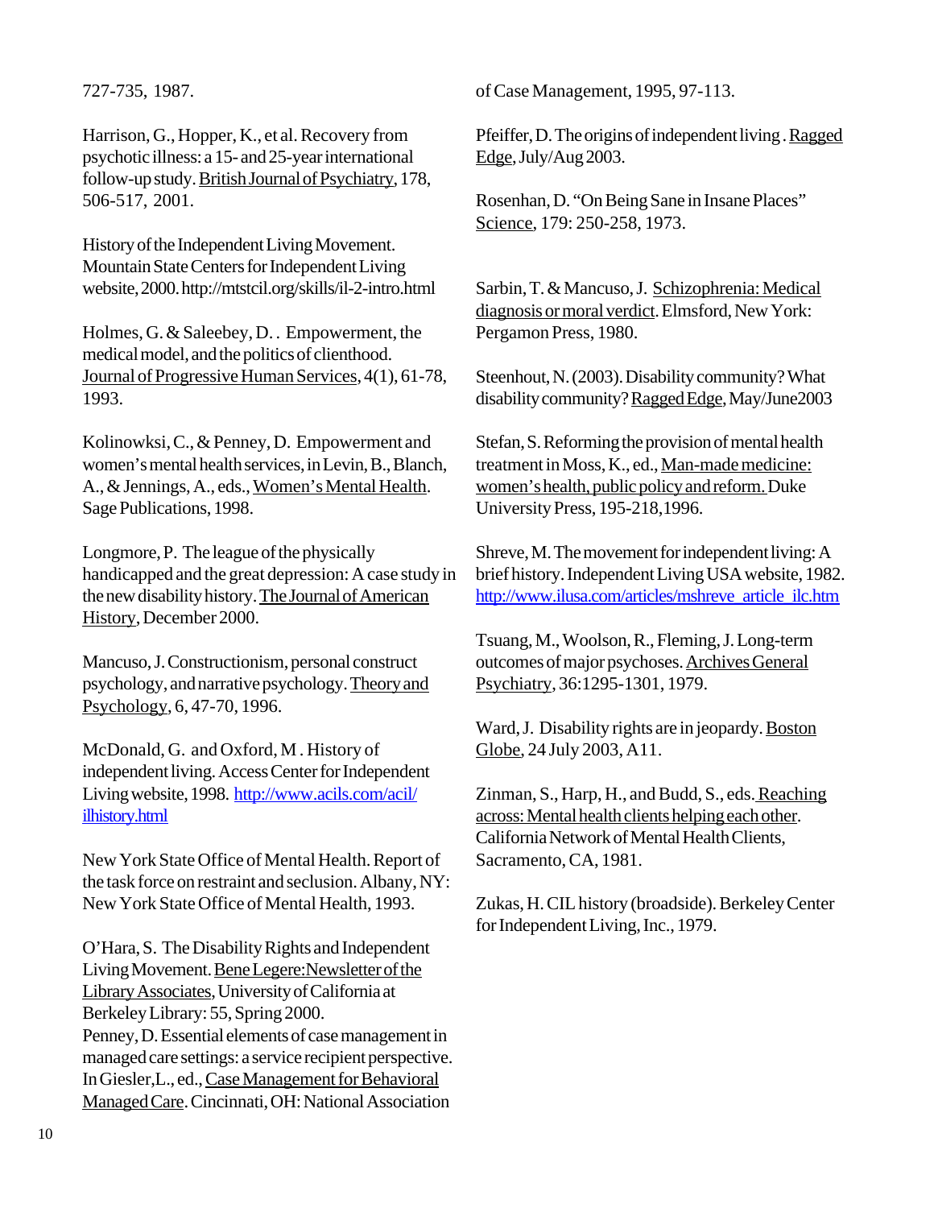727-735, 1987.

Harrison, G., Hopper, K., et al. Recovery from psychotic illness: a 15- and 25-year international follow-up study. British Journal of Psychiatry, 178, 506-517, 2001.

History of the Independent Living Movement. Mountain State Centers for Independent Living website, 2000. http://mtstcil.org/skills/il-2-intro.html

Holmes, G. & Saleebey, D. . Empowerment, the medical model, and the politics of clienthood. Journal of Progressive Human Services, 4(1), 61-78, 1993.

Kolinowksi, C., & Penney, D. Empowerment and women's mental health services, in Levin, B., Blanch, A., & Jennings, A., eds., Women's Mental Health. Sage Publications, 1998.

Longmore, P. The league of the physically handicapped and the great depression: A case study in the new disability history. The Journal of American History, December 2000.

Mancuso, J. Constructionism, personal construct psychology, and narrative psychology. Theory and Psychology, 6, 47-70, 1996.

McDonald, G. and Oxford, M . History of independent living. Access Center for Independent Living website, 1998. http://www.acils.com/acil/ilhistory.html

New York State Office of Mental Health. Report of the task force on restraint and seclusion. Albany, NY: New York State Office of Mental Health, 1993.

O'Hara, S. The Disability Rights and Independent Living Movement. Bene Legere:Newsletter of the Library Associates, University of California at Berkeley Library: 55, Spring 2000.

Penney, D. Essential elements of case management in managed care settings: a service recipient perspective. In Giesler,L., ed., Case Management for Behavioral Managed Care. Cincinnati, OH: National Association of Case Management, 1995, 97-113.

Pfeiffer, D. The origins of independent living . Ragged Edge, July/Aug 2003.

Rosenhan, D. "On Being Sane in Insane Places" Science, 179: 250-258, 1973.

Sarbin, T. & Mancuso, J. Schizophrenia: Medical diagnosis or moral verdict. Elmsford, New York: Pergamon Press, 1980.

Steenhout, N. (2003). Disability community? What disability community? Ragged Edge, May/June2003

Stefan, S. Reforming the provision of mental health treatment in Moss, K., ed., Man-made medicine: women's health, public policy and reform. Duke University Press, 195-218,1996.

Shreve, M. The movement for independent living: A brief history. Independent Living USA website, 1982. http://www.ilusa.com/articles/mshreve_article_ilc.htm

Tsuang, M., Woolson, R., Fleming, J. Long-term outcomes of major psychoses. Archives General Psychiatry, 36:1295-1301, 1979.

Ward, J. Disability rights are in jeopardy. Boston Globe, 24 July 2003, A11.

Zinman, S., Harp, H., and Budd, S., eds. Reaching across: Mental health clients helping each other. California Network of Mental Health Clients, Sacramento, CA, 1981.

Zukas, H. CIL history (broadside). Berkeley Center for Independent Living, Inc., 1979.